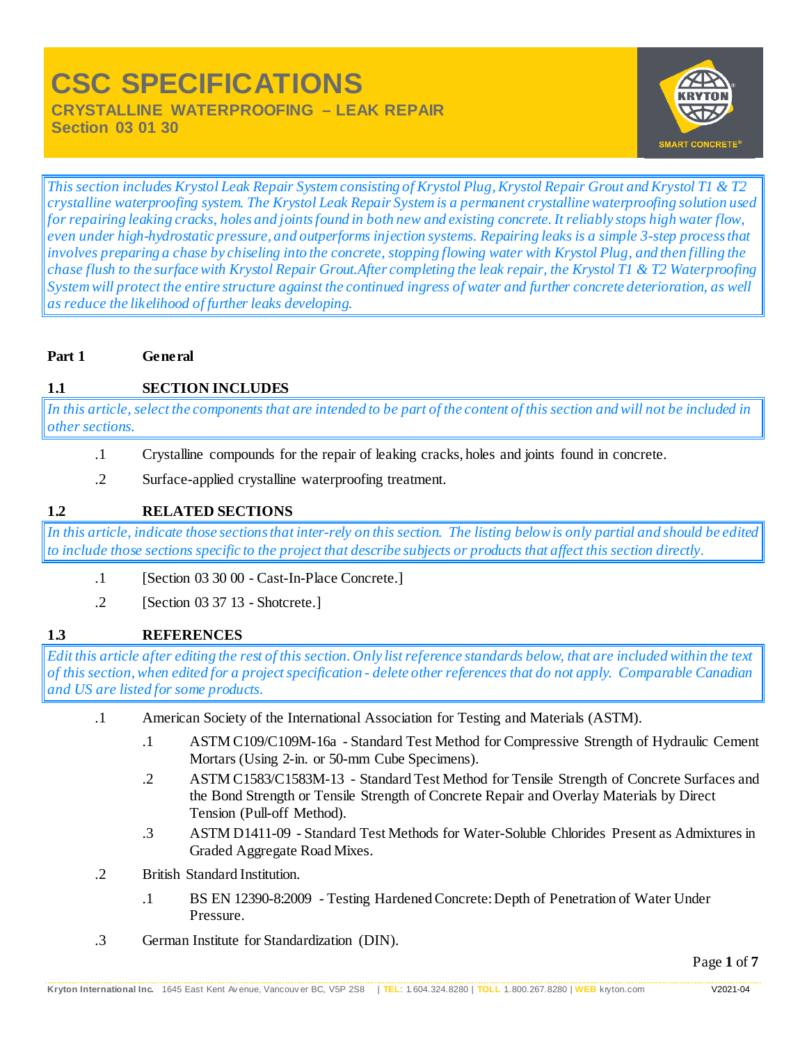# CSC SPECIFICATIONS

## CRYSTALLINE WATERPROOFING – LEAK REPAIR

## Section 03 01 30

*This section includes Krystol Leak Repair System consisting of Krystol Plug, Krystol Repair Grout and Krystol T1 & T2 crystalline waterproofing system. The Krystol Leak Repair System is a permanent crystalline waterproofing solution used for repairing leaking cracks, holes and joints found in both new and existing concrete. It reliably stops high water flow, even under high-hydrostatic pressure, and outperforms injection systems. Repairing leaks is a simple 3-step process that involves preparing a chase by chiseling into the concrete, stopping flowing water with Krystol Plug, and then filling the chase flush to the surface with Krystol Repair Grout.After completing the leak repair, the Krystol T1 & T2 Waterproofing System will protect the entire structure against the continued ingress of water and further concrete deterioration, as well as reduce the likelihood of further leaks developing.*

**Part 1 General**

**1.1 SECTION INCLUDES**

*In this article, select the components that are intended to be part of the content of this section and will not be included in other sections.*

.1 Crystalline compounds for the repair of leaking cracks, holes and joints found in concrete.

.2 Surface-applied crystalline waterproofing treatment.

**1.2 RELATED SECTIONS**

*In this article, indicate those sections that inter-rely on this section. The listing below is only partial and should be edited to include those sections specific to the project that describe subjects or products that affect this section directly.*

.1 [Section 03 30 00 - Cast-In-Place Concrete.]

.2 [Section 03 37 13 - Shotcrete.]

**1.3 REFERENCES**

*Edit this article after editing the rest of this section. Only list reference standards below, that are included within the text of this section, when edited for a project specification - delete other references that do not apply. Comparable Canadian and US are listed for some products.*

.1 American Society of the International Association for Testing and Materials (ASTM).

  .1 ASTM C109/C109M-16a - Standard Test Method for Compressive Strength of Hydraulic Cement Mortars (Using 2-in. or 50-mm Cube Specimens).

  .2 ASTM C1583/C1583M-13 - Standard Test Method for Tensile Strength of Concrete Surfaces and the Bond Strength or Tensile Strength of Concrete Repair and Overlay Materials by Direct Tension (Pull-off Method).

  .3 ASTM D1411-09 - Standard Test Methods for Water-Soluble Chlorides Present as Admixtures in Graded Aggregate Road Mixes.

.2 British Standard Institution.

  .1 BS EN 12390-8:2009 - Testing Hardened Concrete: Depth of Penetration of Water Under Pressure.

.3 German Institute for Standardization (DIN).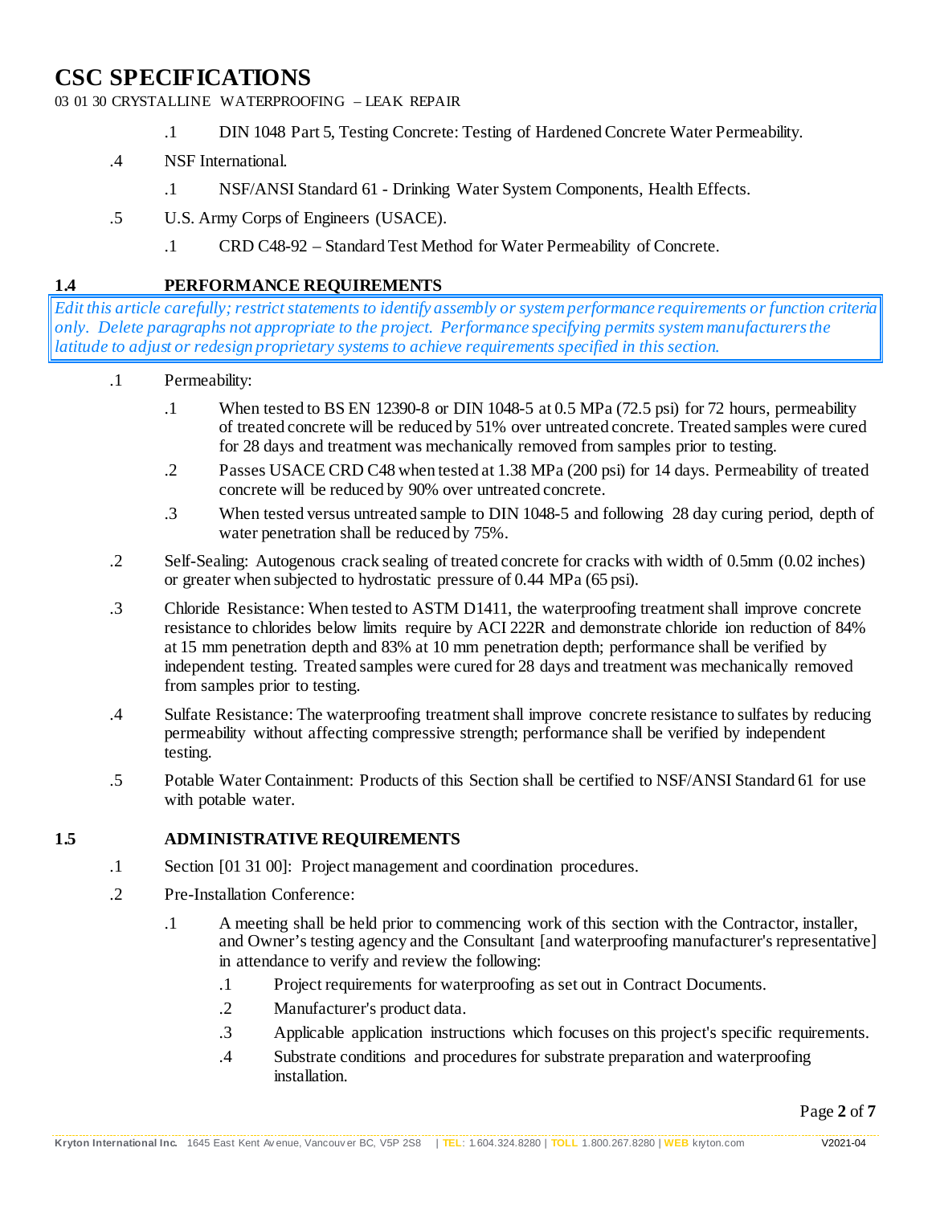.1 DIN 1048 Part 5, Testing Concrete: Testing of Hardened Concrete Water Permeability.

.4 NSF International.

.1 NSF/ANSI Standard 61 - Drinking Water System Components, Health Effects.

.5 U.S. Army Corps of Engineers (USACE).

.1 CRD C48-92 – Standard Test Method for Water Permeability of Concrete.

## 1.4 PERFORMANCE REQUIREMENTS

*Edit this article carefully; restrict statements to identify assembly or system performance requirements or function criteria only. Delete paragraphs not appropriate to the project. Performance specifying permits system manufacturers the latitude to adjust or redesign proprietary systems to achieve requirements specified in this section.*

.1 Permeability:

.1 When tested to BS EN 12390-8 or DIN 1048-5 at 0.5 MPa (72.5 psi) for 72 hours, permeability of treated concrete will be reduced by 51% over untreated concrete. Treated samples were cured for 28 days and treatment was mechanically removed from samples prior to testing.

.2 Passes USACE CRD C48 when tested at 1.38 MPa (200 psi) for 14 days. Permeability of treated concrete will be reduced by 90% over untreated concrete.

.3 When tested versus untreated sample to DIN 1048-5 and following 28 day curing period, depth of water penetration shall be reduced by 75%.

.2 Self-Sealing: Autogenous crack sealing of treated concrete for cracks with width of 0.5mm (0.02 inches) or greater when subjected to hydrostatic pressure of 0.44 MPa (65 psi).

.3 Chloride Resistance: When tested to ASTM D1411, the waterproofing treatment shall improve concrete resistance to chlorides below limits require by ACI 222R and demonstrate chloride ion reduction of 84% at 15 mm penetration depth and 83% at 10 mm penetration depth; performance shall be verified by independent testing. Treated samples were cured for 28 days and treatment was mechanically removed from samples prior to testing.

.4 Sulfate Resistance: The waterproofing treatment shall improve concrete resistance to sulfates by reducing permeability without affecting compressive strength; performance shall be verified by independent testing.

.5 Potable Water Containment: Products of this Section shall be certified to NSF/ANSI Standard 61 for use with potable water.

## 1.5 ADMINISTRATIVE REQUIREMENTS

.1 Section [01 31 00]: Project management and coordination procedures.

.2 Pre-Installation Conference:

.1 A meeting shall be held prior to commencing work of this section with the Contractor, installer, and Owner's testing agency and the Consultant [and waterproofing manufacturer's representative] in attendance to verify and review the following:

.1 Project requirements for waterproofing as set out in Contract Documents.

.2 Manufacturer's product data.

.3 Applicable application instructions which focuses on this project's specific requirements.

.4 Substrate conditions and procedures for substrate preparation and waterproofing installation.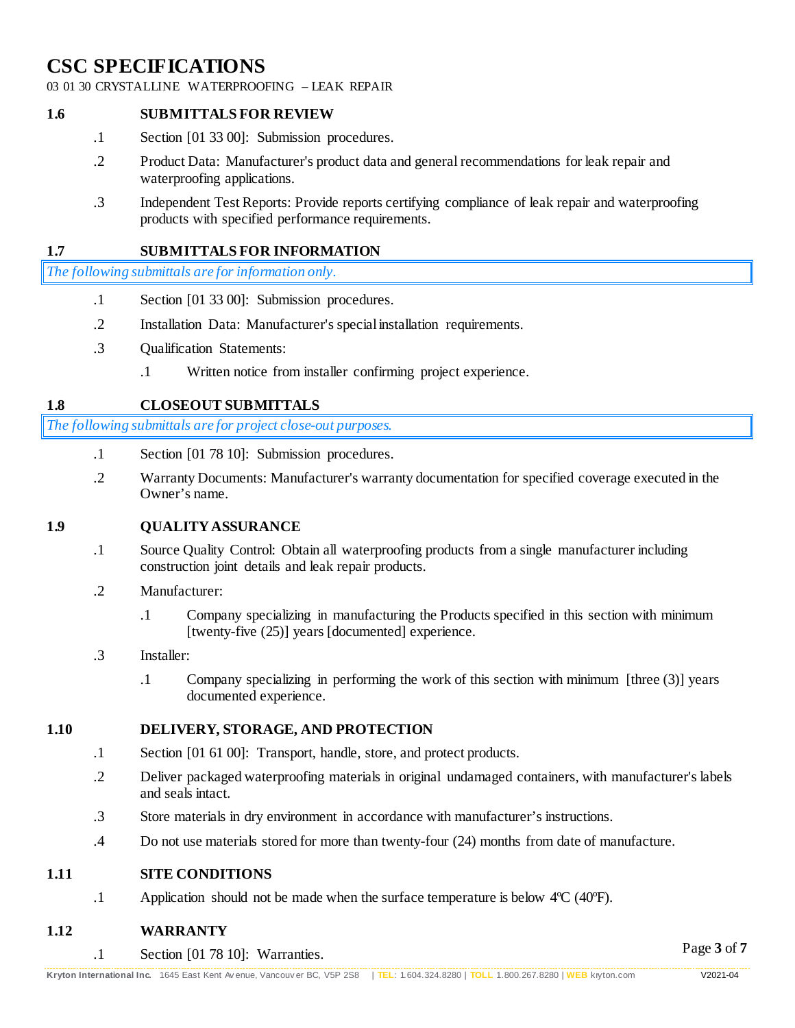## 1.6 SUBMITTALS FOR REVIEW

.1 Section [01 33 00]: Submission procedures.

.2 Product Data: Manufacturer's product data and general recommendations for leak repair and waterproofing applications.

.3 Independent Test Reports: Provide reports certifying compliance of leak repair and waterproofing products with specified performance requirements.

## 1.7 SUBMITTALS FOR INFORMATION

*The following submittals are for information only.*

.1 Section [01 33 00]: Submission procedures.

.2 Installation Data: Manufacturer's special installation requirements.

.3 Qualification Statements:

  .1 Written notice from installer confirming project experience.

## 1.8 CLOSEOUT SUBMITTALS

*The following submittals are for project close-out purposes.*

.1 Section [01 78 10]: Submission procedures.

.2 Warranty Documents: Manufacturer's warranty documentation for specified coverage executed in the Owner's name.

## 1.9 QUALITY ASSURANCE

.1 Source Quality Control: Obtain all waterproofing products from a single manufacturer including construction joint details and leak repair products.

.2 Manufacturer:

  .1 Company specializing in manufacturing the Products specified in this section with minimum [twenty-five (25)] years [documented] experience.

.3 Installer:

  .1 Company specializing in performing the work of this section with minimum [three (3)] years documented experience.

## 1.10 DELIVERY, STORAGE, AND PROTECTION

.1 Section [01 61 00]: Transport, handle, store, and protect products.

.2 Deliver packaged waterproofing materials in original undamaged containers, with manufacturer's labels and seals intact.

.3 Store materials in dry environment in accordance with manufacturer's instructions.

.4 Do not use materials stored for more than twenty-four (24) months from date of manufacture.

## 1.11 SITE CONDITIONS

.1 Application should not be made when the surface temperature is below 4ºC (40ºF).

## 1.12 WARRANTY

.1 Section [01 78 10]: Warranties.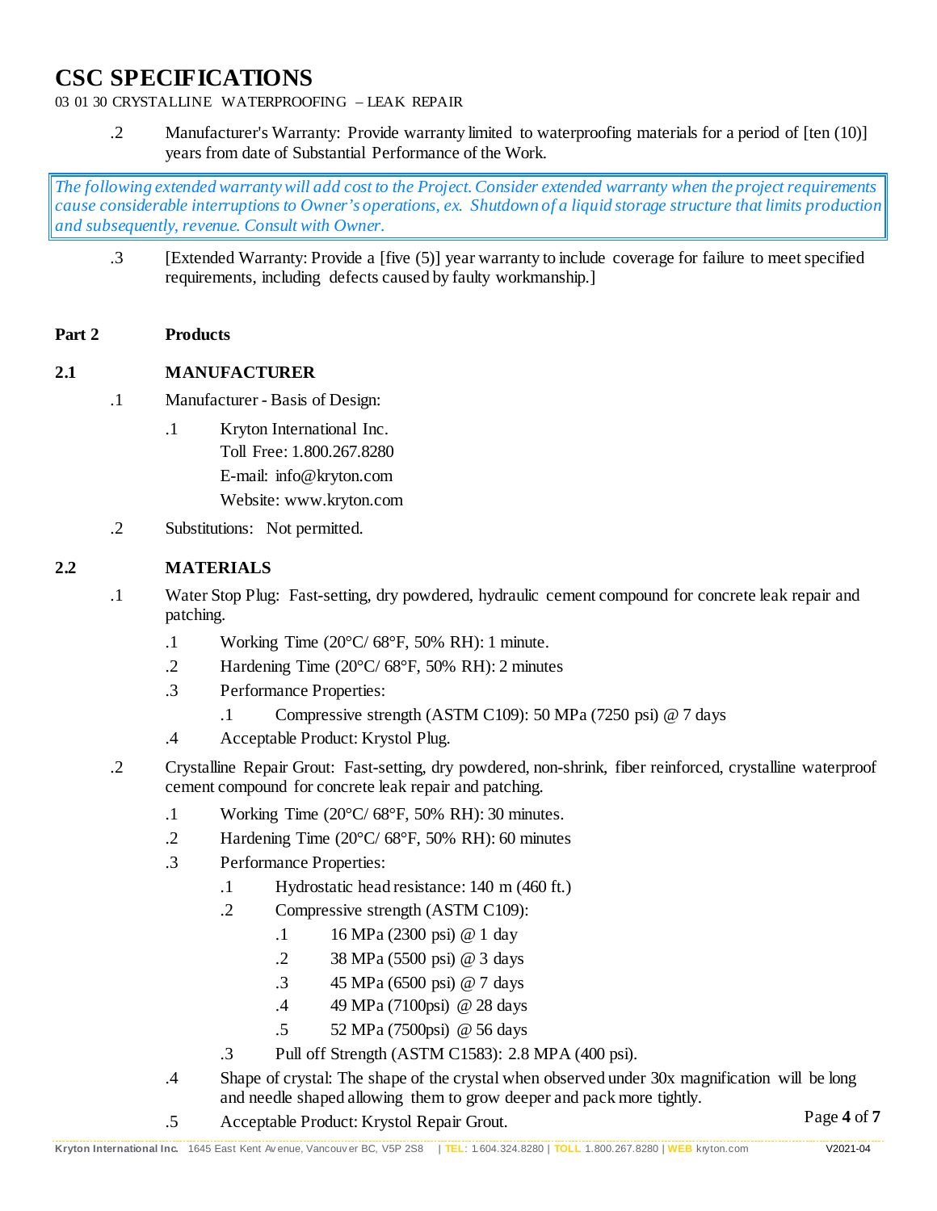.2 Manufacturer's Warranty: Provide warranty limited to waterproofing materials for a period of [ten (10)] years from date of Substantial Performance of the Work.

*The following extended warranty will add cost to the Project. Consider extended warranty when the project requirements cause considerable interruptions to Owner's operations, ex. Shutdown of a liquid storage structure that limits production and subsequently, revenue. Consult with Owner.*

.3 [Extended Warranty: Provide a [five (5)] year warranty to include coverage for failure to meet specified requirements, including defects caused by faulty workmanship.]

## Part 2 Products

### 2.1 MANUFACTURER

.1 Manufacturer - Basis of Design:

- .1 Kryton International Inc.
  Toll Free: 1.800.267.8280
  E-mail: info@kryton.com
  Website: www.kryton.com

.2 Substitutions: Not permitted.

### 2.2 MATERIALS

.1 Water Stop Plug: Fast-setting, dry powdered, hydraulic cement compound for concrete leak repair and patching.

- .1 Working Time (20°C/ 68°F, 50% RH): 1 minute.
- .2 Hardening Time (20°C/ 68°F, 50% RH): 2 minutes
- .3 Performance Properties:
  - .1 Compressive strength (ASTM C109): 50 MPa (7250 psi) @ 7 days
- .4 Acceptable Product: Krystol Plug.

.2 Crystalline Repair Grout: Fast-setting, dry powdered, non-shrink, fiber reinforced, crystalline waterproof cement compound for concrete leak repair and patching.

- .1 Working Time (20°C/ 68°F, 50% RH): 30 minutes.
- .2 Hardening Time (20°C/ 68°F, 50% RH): 60 minutes
- .3 Performance Properties:
  - .1 Hydrostatic head resistance: 140 m (460 ft.)
  - .2 Compressive strength (ASTM C109):
    - .1 16 MPa (2300 psi) @ 1 day
    - .2 38 MPa (5500 psi) @ 3 days
    - .3 45 MPa (6500 psi) @ 7 days
    - .4 49 MPa (7100psi) @ 28 days
    - .5 52 MPa (7500psi) @ 56 days
  - .3 Pull off Strength (ASTM C1583): 2.8 MPA (400 psi).
- .4 Shape of crystal: The shape of the crystal when observed under 30x magnification will be long and needle shaped allowing them to grow deeper and pack more tightly.
- .5 Acceptable Product: Krystol Repair Grout.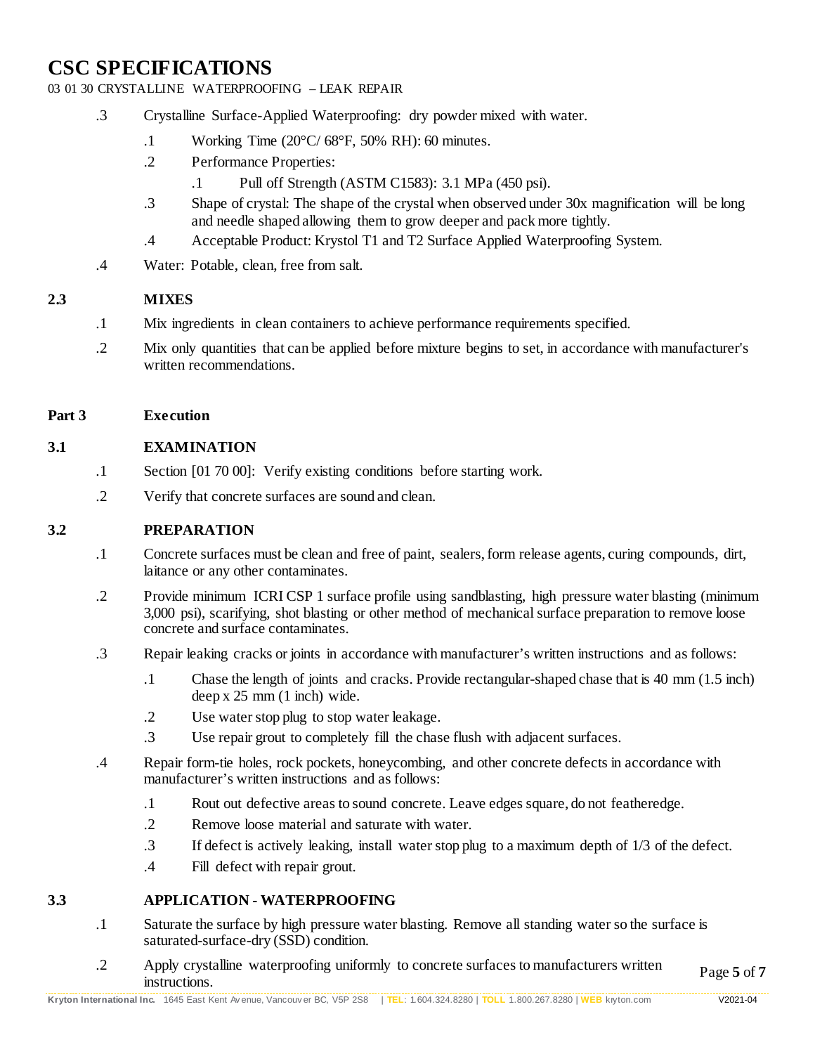.3 Crystalline Surface-Applied Waterproofing: dry powder mixed with water.

  .1 Working Time (20°C/ 68°F, 50% RH): 60 minutes.

  .2 Performance Properties:

    .1 Pull off Strength (ASTM C1583): 3.1 MPa (450 psi).

  .3 Shape of crystal: The shape of the crystal when observed under 30x magnification will be long and needle shaped allowing them to grow deeper and pack more tightly.

  .4 Acceptable Product: Krystol T1 and T2 Surface Applied Waterproofing System.

.4 Water: Potable, clean, free from salt.

## 2.3 MIXES

.1 Mix ingredients in clean containers to achieve performance requirements specified.

.2 Mix only quantities that can be applied before mixture begins to set, in accordance with manufacturer's written recommendations.

# Part 3 Execution

## 3.1 EXAMINATION

.1 Section [01 70 00]: Verify existing conditions before starting work.

.2 Verify that concrete surfaces are sound and clean.

## 3.2 PREPARATION

.1 Concrete surfaces must be clean and free of paint, sealers, form release agents, curing compounds, dirt, laitance or any other contaminates.

.2 Provide minimum ICRI CSP 1 surface profile using sandblasting, high pressure water blasting (minimum 3,000 psi), scarifying, shot blasting or other method of mechanical surface preparation to remove loose concrete and surface contaminates.

.3 Repair leaking cracks or joints in accordance with manufacturer's written instructions and as follows:

  .1 Chase the length of joints and cracks. Provide rectangular-shaped chase that is 40 mm (1.5 inch) deep x 25 mm (1 inch) wide.

  .2 Use water stop plug to stop water leakage.

  .3 Use repair grout to completely fill the chase flush with adjacent surfaces.

.4 Repair form-tie holes, rock pockets, honeycombing, and other concrete defects in accordance with manufacturer's written instructions and as follows:

  .1 Rout out defective areas to sound concrete. Leave edges square, do not featheredge.

  .2 Remove loose material and saturate with water.

  .3 If defect is actively leaking, install water stop plug to a maximum depth of 1/3 of the defect.

  .4 Fill defect with repair grout.

## 3.3 APPLICATION - WATERPROOFING

.1 Saturate the surface by high pressure water blasting. Remove all standing water so the surface is saturated-surface-dry (SSD) condition.

.2 Apply crystalline waterproofing uniformly to concrete surfaces to manufacturers written instructions.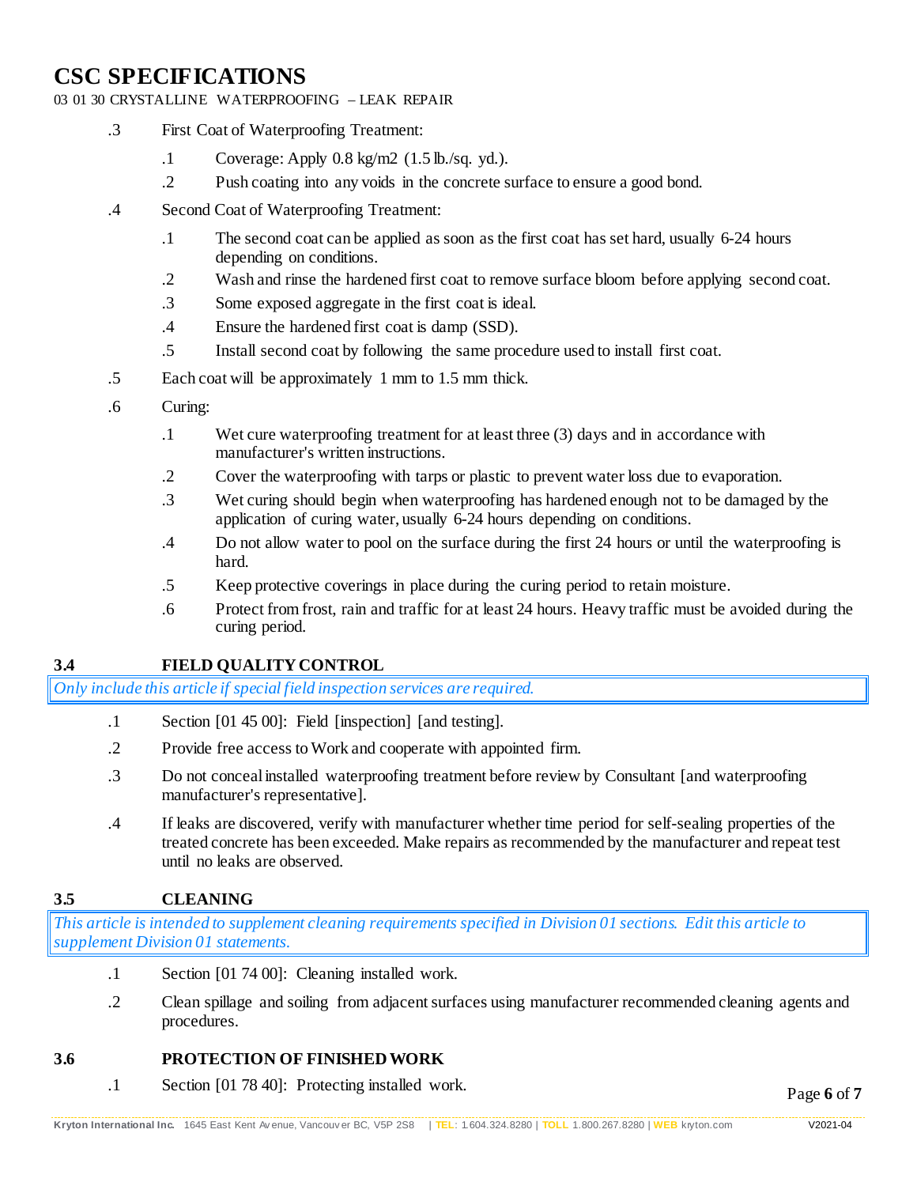.3 First Coat of Waterproofing Treatment:

.1 Coverage: Apply 0.8 kg/m2 (1.5 lb./sq. yd.).

.2 Push coating into any voids in the concrete surface to ensure a good bond.

.4 Second Coat of Waterproofing Treatment:

.1 The second coat can be applied as soon as the first coat has set hard, usually 6-24 hours depending on conditions.

.2 Wash and rinse the hardened first coat to remove surface bloom before applying second coat.

.3 Some exposed aggregate in the first coat is ideal.

.4 Ensure the hardened first coat is damp (SSD).

.5 Install second coat by following the same procedure used to install first coat.

.5 Each coat will be approximately 1 mm to 1.5 mm thick.

.6 Curing:

.1 Wet cure waterproofing treatment for at least three (3) days and in accordance with manufacturer's written instructions.

.2 Cover the waterproofing with tarps or plastic to prevent water loss due to evaporation.

.3 Wet curing should begin when waterproofing has hardened enough not to be damaged by the application of curing water, usually 6-24 hours depending on conditions.

.4 Do not allow water to pool on the surface during the first 24 hours or until the waterproofing is hard.

.5 Keep protective coverings in place during the curing period to retain moisture.

.6 Protect from frost, rain and traffic for at least 24 hours. Heavy traffic must be avoided during the curing period.

## 3.4 FIELD QUALITY CONTROL

*Only include this article if special field inspection services are required.*

.1 Section [01 45 00]: Field [inspection] [and testing].

.2 Provide free access to Work and cooperate with appointed firm.

.3 Do not conceal installed waterproofing treatment before review by Consultant [and waterproofing manufacturer's representative].

.4 If leaks are discovered, verify with manufacturer whether time period for self-sealing properties of the treated concrete has been exceeded. Make repairs as recommended by the manufacturer and repeat test until no leaks are observed.

## 3.5 CLEANING

*This article is intended to supplement cleaning requirements specified in Division 01 sections. Edit this article to supplement Division 01 statements.*

.1 Section [01 74 00]: Cleaning installed work.

.2 Clean spillage and soiling from adjacent surfaces using manufacturer recommended cleaning agents and procedures.

## 3.6 PROTECTION OF FINISHED WORK

.1 Section [01 78 40]: Protecting installed work.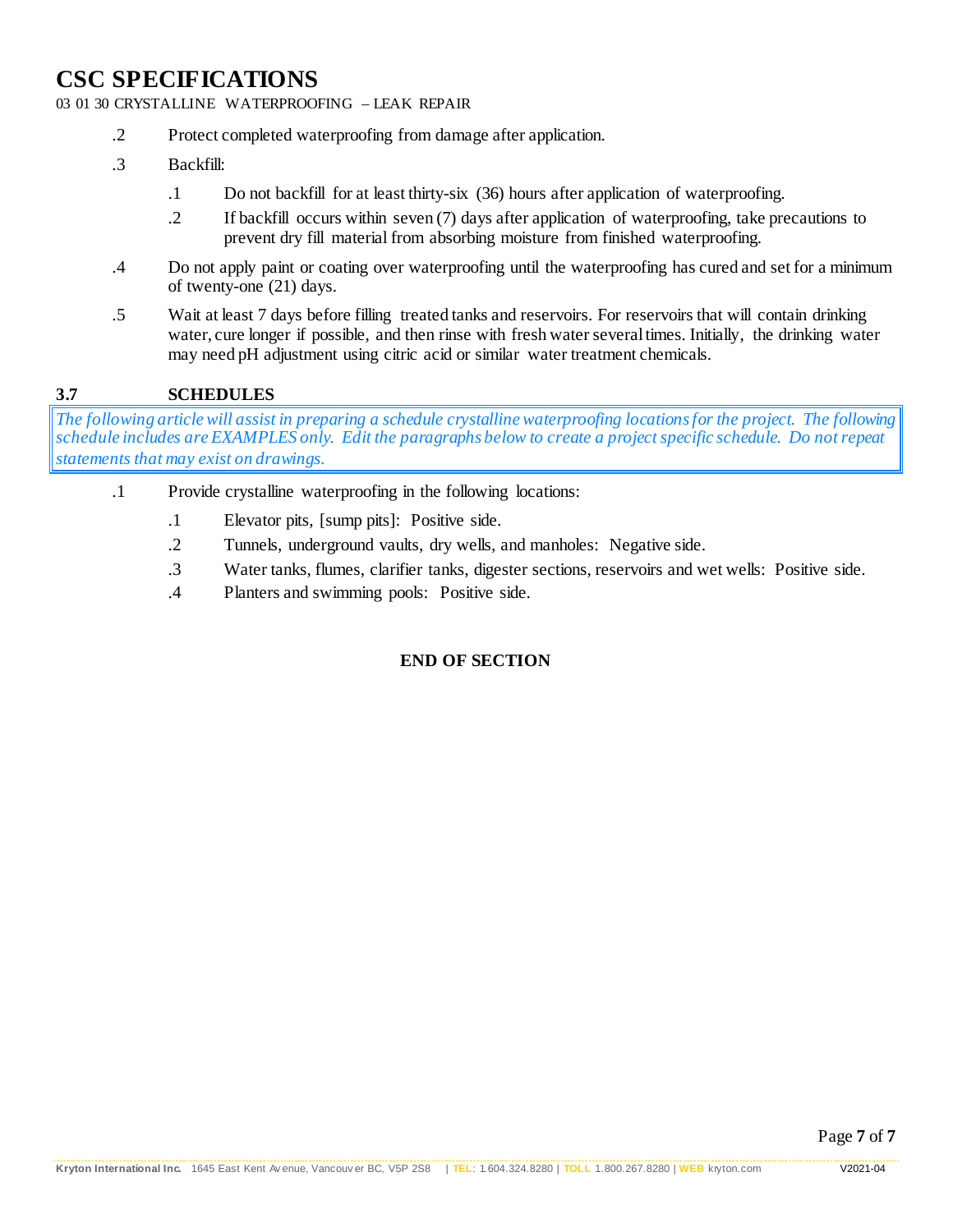.2 Protect completed waterproofing from damage after application.

.3 Backfill:

  .1 Do not backfill for at least thirty-six (36) hours after application of waterproofing.

  .2 If backfill occurs within seven (7) days after application of waterproofing, take precautions to prevent dry fill material from absorbing moisture from finished waterproofing.

.4 Do not apply paint or coating over waterproofing until the waterproofing has cured and set for a minimum of twenty-one (21) days.

.5 Wait at least 7 days before filling treated tanks and reservoirs. For reservoirs that will contain drinking water, cure longer if possible, and then rinse with fresh water several times. Initially, the drinking water may need pH adjustment using citric acid or similar water treatment chemicals.

## 3.7 SCHEDULES

*The following article will assist in preparing a schedule crystalline waterproofing locations for the project. The following schedule includes are EXAMPLES only. Edit the paragraphs below to create a project specific schedule. Do not repeat statements that may exist on drawings.*

.1 Provide crystalline waterproofing in the following locations:

  .1 Elevator pits, [sump pits]: Positive side.

  .2 Tunnels, underground vaults, dry wells, and manholes: Negative side.

  .3 Water tanks, flumes, clarifier tanks, digester sections, reservoirs and wet wells: Positive side.

  .4 Planters and swimming pools: Positive side.

**END OF SECTION**